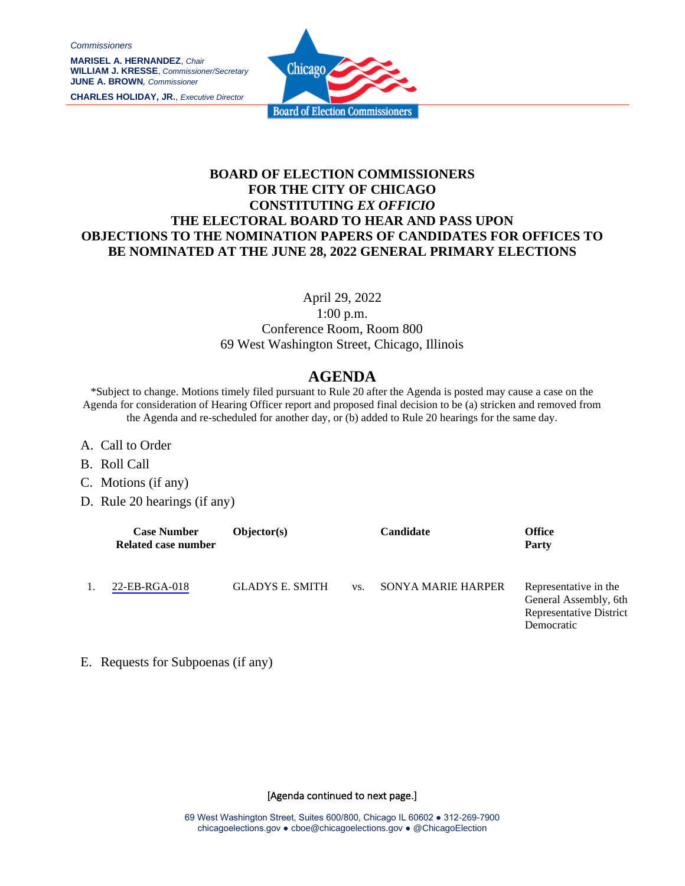*Commissioners*

**MARISEL A. HERNANDEZ**, *Chair*
**WILLIAM J. KRESSE**, *Commissioner/Secretary*
**JUNE A. BROWN**, *Commissioner*

**CHARLES HOLIDAY, JR.**, *Executive Director*

Chicago Board of Election Commissioners

# BOARD OF ELECTION COMMISSIONERS FOR THE CITY OF CHICAGO CONSTITUTING *EX OFFICIO* THE ELECTORAL BOARD TO HEAR AND PASS UPON OBJECTIONS TO THE NOMINATION PAPERS OF CANDIDATES FOR OFFICES TO BE NOMINATED AT THE JUNE 28, 2022 GENERAL PRIMARY ELECTIONS

April 29, 2022
1:00 p.m.
Conference Room, Room 800
69 West Washington Street, Chicago, Illinois

## AGENDA

*Subject to change. Motions timely filed pursuant to Rule 20 after the Agenda is posted may cause a case on the Agenda for consideration of Hearing Officer report and proposed final decision to be (a) stricken and removed from the Agenda and re-scheduled for another day, or (b) added to Rule 20 hearings for the same day.

A. Call to Order
B. Roll Call
C. Motions (if any)
D. Rule 20 hearings (if any)

| | Case Number<br>Related case number | Objector(s) | | Candidate | Office<br>Party |
|---|---|---|---|---|---|
| 1. | 22-EB-RGA-018 | GLADYS E. SMITH | vs. | SONYA MARIE HARPER | Representative in the General Assembly, 6th Representative District<br>Democratic |

E. Requests for Subpoenas (if any)

[Agenda continued to next page.]

69 West Washington Street, Suites 600/800, Chicago IL 60602 ● 312-269-7900
chicagoelections.gov ● cboe@chicagoelections.gov ● @ChicagoElection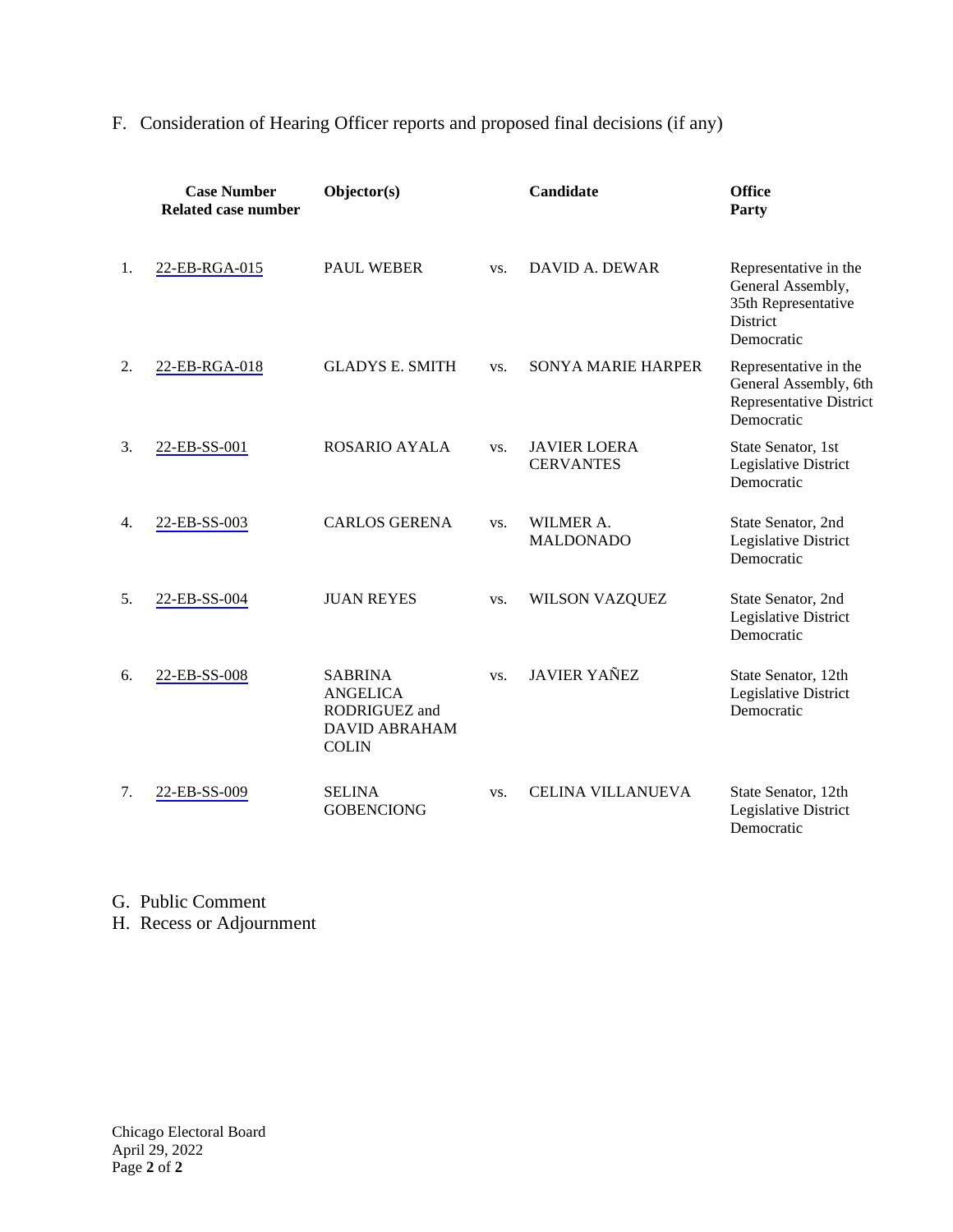F. Consideration of Hearing Officer reports and proposed final decisions (if any)

| | **Case Number**<br>**Related case number** | **Objector(s)** | | **Candidate** | **Office**<br>**Party** |
|---|---|---|---|---|---|
| 1. | 22-EB-RGA-015 | PAUL WEBER | vs. | DAVID A. DEWAR | Representative in the General Assembly, 35th Representative District<br>Democratic |
| 2. | 22-EB-RGA-018 | GLADYS E. SMITH | vs. | SONYA MARIE HARPER | Representative in the General Assembly, 6th Representative District<br>Democratic |
| 3. | 22-EB-SS-001 | ROSARIO AYALA | vs. | JAVIER LOERA CERVANTES | State Senator, 1st Legislative District<br>Democratic |
| 4. | 22-EB-SS-003 | CARLOS GERENA | vs. | WILMER A. MALDONADO | State Senator, 2nd Legislative District<br>Democratic |
| 5. | 22-EB-SS-004 | JUAN REYES | vs. | WILSON VAZQUEZ | State Senator, 2nd Legislative District<br>Democratic |
| 6. | 22-EB-SS-008 | SABRINA ANGELICA RODRIGUEZ and DAVID ABRAHAM COLIN | vs. | JAVIER YAÑEZ | State Senator, 12th Legislative District<br>Democratic |
| 7. | 22-EB-SS-009 | SELINA GOBENCIONG | vs. | CELINA VILLANUEVA | State Senator, 12th Legislative District<br>Democratic |

G. Public Comment

H. Recess or Adjournment

Chicago Electoral Board
April 29, 2022